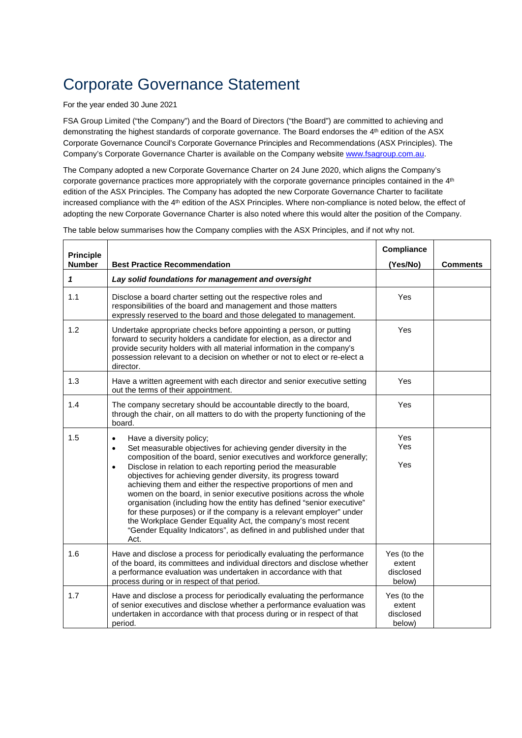# Corporate Governance Statement

For the year ended 30 June 2021

FSA Group Limited ("the Company") and the Board of Directors ("the Board") are committed to achieving and demonstrating the highest standards of corporate governance. The Board endorses the 4th edition of the ASX Corporate Governance Council's Corporate Governance Principles and Recommendations (ASX Principles). The Company's Corporate Governance Charter is available on the Company website www.fsagroup.com.au.

The Company adopted a new Corporate Governance Charter on 24 June 2020, which aligns the Company's corporate governance practices more appropriately with the corporate governance principles contained in the 4th edition of the ASX Principles. The Company has adopted the new Corporate Governance Charter to facilitate increased compliance with the 4th edition of the ASX Principles. Where non-compliance is noted below, the effect of adopting the new Corporate Governance Charter is also noted where this would alter the position of the Company.

The table below summarises how the Company complies with the ASX Principles, and if not why not.

| Principle Number | Best Practice Recommendation | Compliance (Yes/No) | Comments |
|---|---|---|---|
| ***1*** | ***Lay solid foundations for management and oversight*** | | |
| 1.1 | Disclose a board charter setting out the respective roles and responsibilities of the board and management and those matters expressly reserved to the board and those delegated to management. | Yes | |
| 1.2 | Undertake appropriate checks before appointing a person, or putting forward to security holders a candidate for election, as a director and provide security holders with all material information in the company's possession relevant to a decision on whether or not to elect or re-elect a director. | Yes | |
| 1.3 | Have a written agreement with each director and senior executive setting out the terms of their appointment. | Yes | |
| 1.4 | The company secretary should be accountable directly to the board, through the chair, on all matters to do with the property functioning of the board. | Yes | |
| 1.5 | • Have a diversity policy;<br>• Set measurable objectives for achieving gender diversity in the composition of the board, senior executives and workforce generally;<br>• Disclose in relation to each reporting period the measurable objectives for achieving gender diversity, its progress toward achieving them and either the respective proportions of men and women on the board, in senior executive positions across the whole organisation (including how the entity has defined "senior executive" for these purposes) or if the company is a relevant employer" under the Workplace Gender Equality Act, the company's most recent "Gender Equality Indicators", as defined in and published under that Act. | Yes<br>Yes<br>Yes | |
| 1.6 | Have and disclose a process for periodically evaluating the performance of the board, its committees and individual directors and disclose whether a performance evaluation was undertaken in accordance with that process during or in respect of that period. | Yes (to the extent disclosed below) | |
| 1.7 | Have and disclose a process for periodically evaluating the performance of senior executives and disclose whether a performance evaluation was undertaken in accordance with that process during or in respect of that period. | Yes (to the extent disclosed below) | |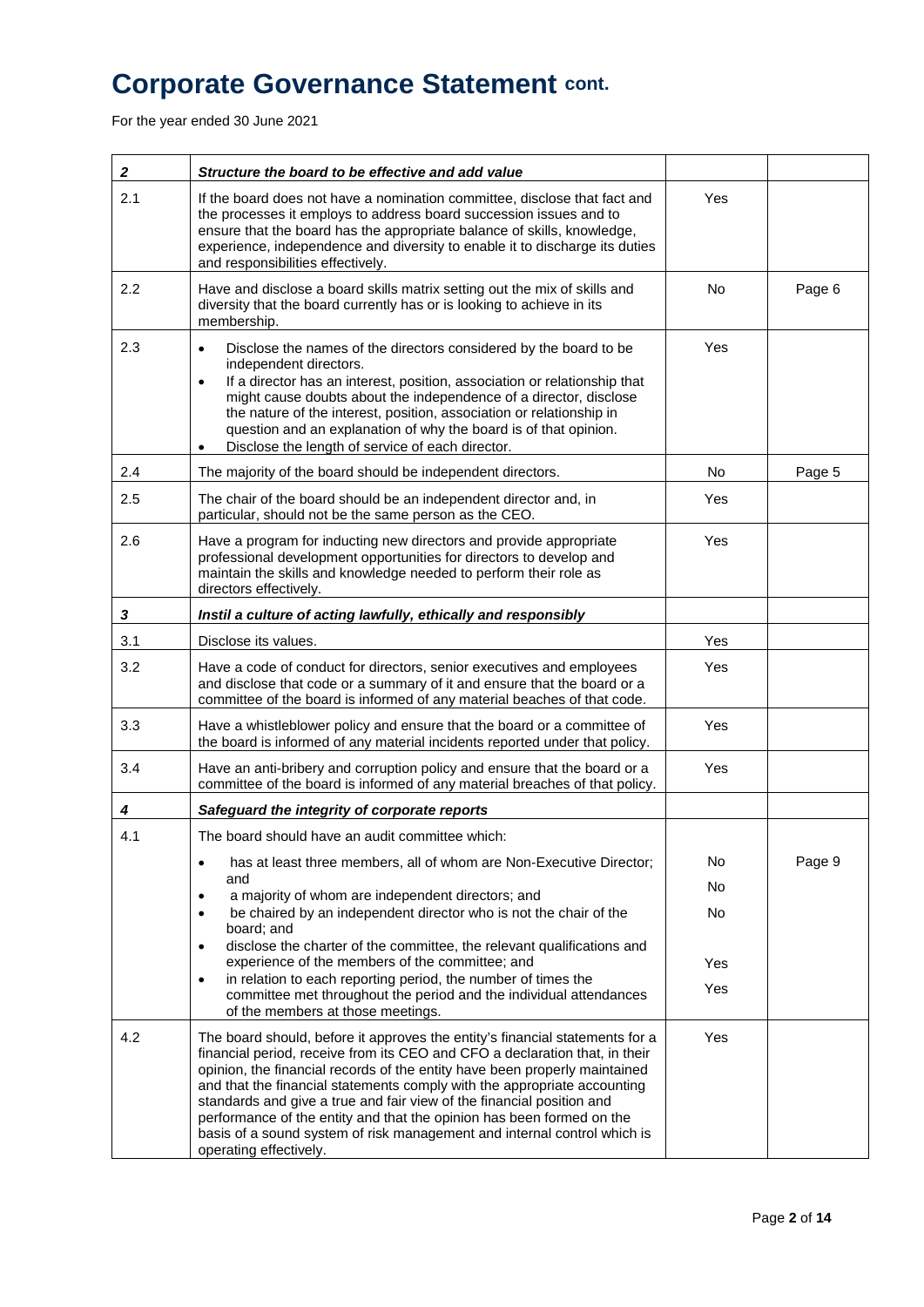# Corporate Governance Statement cont.

For the year ended 30 June 2021

| | | | |
|---|---|---|---|
| ***2*** | ***Structure the board to be effective and add value*** | | |
| 2.1 | If the board does not have a nomination committee, disclose that fact and the processes it employs to address board succession issues and to ensure that the board has the appropriate balance of skills, knowledge, experience, independence and diversity to enable it to discharge its duties and responsibilities effectively. | Yes | |
| 2.2 | Have and disclose a board skills matrix setting out the mix of skills and diversity that the board currently has or is looking to achieve in its membership. | No | Page 6 |
| 2.3 | • Disclose the names of the directors considered by the board to be independent directors.<br>• If a director has an interest, position, association or relationship that might cause doubts about the independence of a director, disclose the nature of the interest, position, association or relationship in question and an explanation of why the board is of that opinion.<br>• Disclose the length of service of each director. | Yes | |
| 2.4 | The majority of the board should be independent directors. | No | Page 5 |
| 2.5 | The chair of the board should be an independent director and, in particular, should not be the same person as the CEO. | Yes | |
| 2.6 | Have a program for inducting new directors and provide appropriate professional development opportunities for directors to develop and maintain the skills and knowledge needed to perform their role as directors effectively. | Yes | |
| ***3*** | ***Instil a culture of acting lawfully, ethically and responsibly*** | | |
| 3.1 | Disclose its values. | Yes | |
| 3.2 | Have a code of conduct for directors, senior executives and employees and disclose that code or a summary of it and ensure that the board or a committee of the board is informed of any material beaches of that code. | Yes | |
| 3.3 | Have a whistleblower policy and ensure that the board or a committee of the board is informed of any material incidents reported under that policy. | Yes | |
| 3.4 | Have an anti-bribery and corruption policy and ensure that the board or a committee of the board is informed of any material breaches of that policy. | Yes | |
| ***4*** | ***Safeguard the integrity of corporate reports*** | | |
| 4.1 | The board should have an audit committee which:<br>• has at least three members, all of whom are Non-Executive Director; and<br>• a majority of whom are independent directors; and<br>• be chaired by an independent director who is not the chair of the board; and<br>• disclose the charter of the committee, the relevant qualifications and experience of the members of the committee; and<br>• in relation to each reporting period, the number of times the committee met throughout the period and the individual attendances of the members at those meetings. | <br>No<br>No<br>No<br>Yes<br>Yes | <br>Page 9 |
| 4.2 | The board should, before it approves the entity's financial statements for a financial period, receive from its CEO and CFO a declaration that, in their opinion, the financial records of the entity have been properly maintained and that the financial statements comply with the appropriate accounting standards and give a true and fair view of the financial position and performance of the entity and that the opinion has been formed on the basis of a sound system of risk management and internal control which is operating effectively. | Yes | |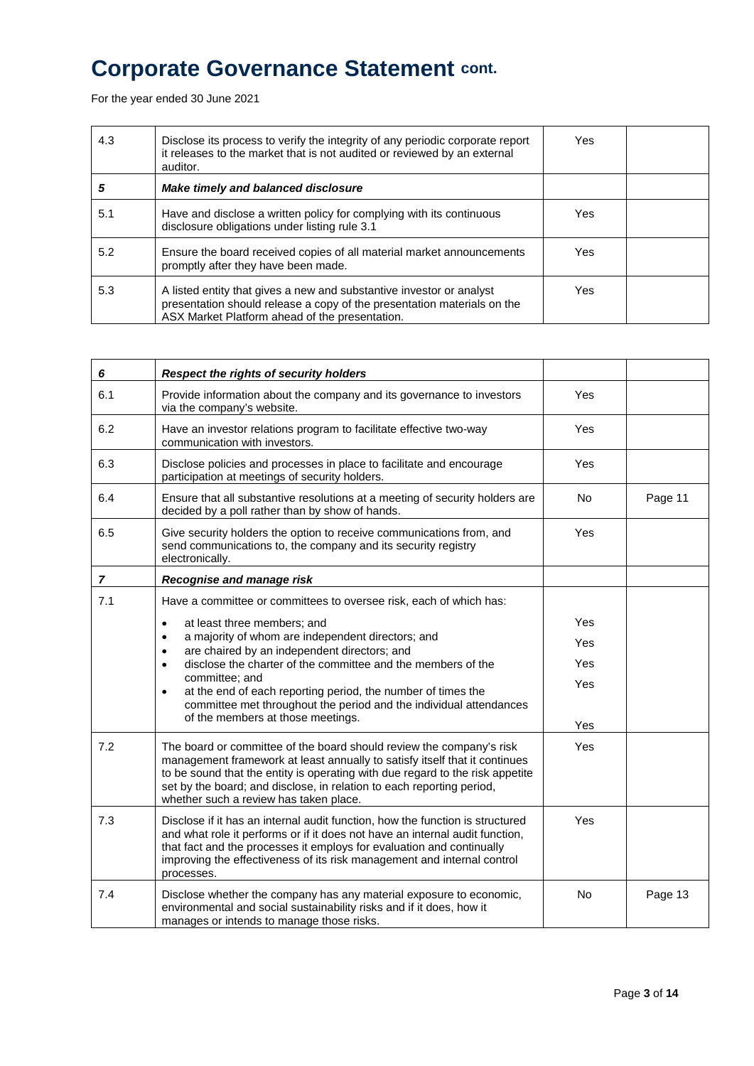# Corporate Governance Statement cont.

For the year ended 30 June 2021

| | | | |
|---|---|---|---|
| 4.3 | Disclose its process to verify the integrity of any periodic corporate report it releases to the market that is not audited or reviewed by an external auditor. | Yes | |
| ***5*** | ***Make timely and balanced disclosure*** | | |
| 5.1 | Have and disclose a written policy for complying with its continuous disclosure obligations under listing rule 3.1 | Yes | |
| 5.2 | Ensure the board received copies of all material market announcements promptly after they have been made. | Yes | |
| 5.3 | A listed entity that gives a new and substantive investor or analyst presentation should release a copy of the presentation materials on the ASX Market Platform ahead of the presentation. | Yes | |

| | | | |
|---|---|---|---|
| ***6*** | ***Respect the rights of security holders*** | | |
| 6.1 | Provide information about the company and its governance to investors via the company's website. | Yes | |
| 6.2 | Have an investor relations program to facilitate effective two-way communication with investors. | Yes | |
| 6.3 | Disclose policies and processes in place to facilitate and encourage participation at meetings of security holders. | Yes | |
| 6.4 | Ensure that all substantive resolutions at a meeting of security holders are decided by a poll rather than by show of hands. | No | Page 11 |
| 6.5 | Give security holders the option to receive communications from, and send communications to, the company and its security registry electronically. | Yes | |
| ***7*** | ***Recognise and manage risk*** | | |
| 7.1 | Have a committee or committees to oversee risk, each of which has:<br>• at least three members; and<br>• a majority of whom are independent directors; and<br>• are chaired by an independent directors; and<br>• disclose the charter of the committee and the members of the committee; and<br>• at the end of each reporting period, the number of times the committee met throughout the period and the individual attendances of the members at those meetings. | <br>Yes<br>Yes<br>Yes<br>Yes<br><br>Yes | |
| 7.2 | The board or committee of the board should review the company's risk management framework at least annually to satisfy itself that it continues to be sound that the entity is operating with due regard to the risk appetite set by the board; and disclose, in relation to each reporting period, whether such a review has taken place. | Yes | |
| 7.3 | Disclose if it has an internal audit function, how the function is structured and what role it performs or if it does not have an internal audit function, that fact and the processes it employs for evaluation and continually improving the effectiveness of its risk management and internal control processes. | Yes | |
| 7.4 | Disclose whether the company has any material exposure to economic, environmental and social sustainability risks and if it does, how it manages or intends to manage those risks. | No | Page 13 |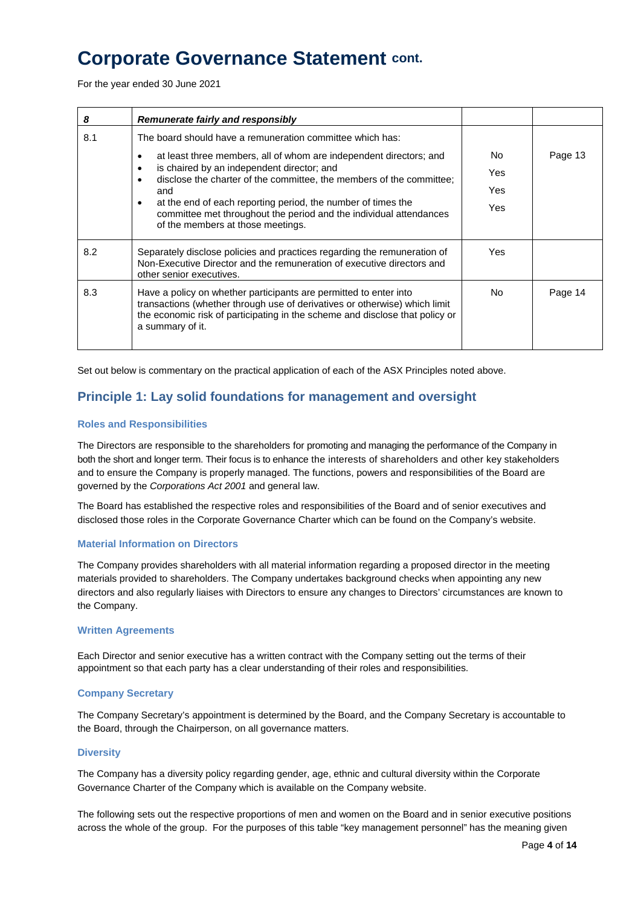# Corporate Governance Statement cont.

For the year ended 30 June 2021

| ***8*** | ***Remunerate fairly and responsibly*** | | |
|---|---|---|---|
| 8.1 | The board should have a remuneration committee which has:<br>• at least three members, all of whom are independent directors; and<br>• is chaired by an independent director; and<br>• disclose the charter of the committee, the members of the committee; and<br>• at the end of each reporting period, the number of times the committee met throughout the period and the individual attendances of the members at those meetings. | No<br>Yes<br>Yes<br>Yes | Page 13 |
| 8.2 | Separately disclose policies and practices regarding the remuneration of Non-Executive Director and the remuneration of executive directors and other senior executives. | Yes | |
| 8.3 | Have a policy on whether participants are permitted to enter into transactions (whether through use of derivatives or otherwise) which limit the economic risk of participating in the scheme and disclose that policy or a summary of it. | No | Page 14 |

Set out below is commentary on the practical application of each of the ASX Principles noted above.

## Principle 1: Lay solid foundations for management and oversight

### Roles and Responsibilities

The Directors are responsible to the shareholders for promoting and managing the performance of the Company in both the short and longer term. Their focus is to enhance the interests of shareholders and other key stakeholders and to ensure the Company is properly managed. The functions, powers and responsibilities of the Board are governed by the *Corporations Act 2001* and general law.

The Board has established the respective roles and responsibilities of the Board and of senior executives and disclosed those roles in the Corporate Governance Charter which can be found on the Company's website.

### Material Information on Directors

The Company provides shareholders with all material information regarding a proposed director in the meeting materials provided to shareholders. The Company undertakes background checks when appointing any new directors and also regularly liaises with Directors to ensure any changes to Directors' circumstances are known to the Company.

### Written Agreements

Each Director and senior executive has a written contract with the Company setting out the terms of their appointment so that each party has a clear understanding of their roles and responsibilities.

### Company Secretary

The Company Secretary's appointment is determined by the Board, and the Company Secretary is accountable to the Board, through the Chairperson, on all governance matters.

### Diversity

The Company has a diversity policy regarding gender, age, ethnic and cultural diversity within the Corporate Governance Charter of the Company which is available on the Company website.

The following sets out the respective proportions of men and women on the Board and in senior executive positions across the whole of the group. For the purposes of this table "key management personnel" has the meaning given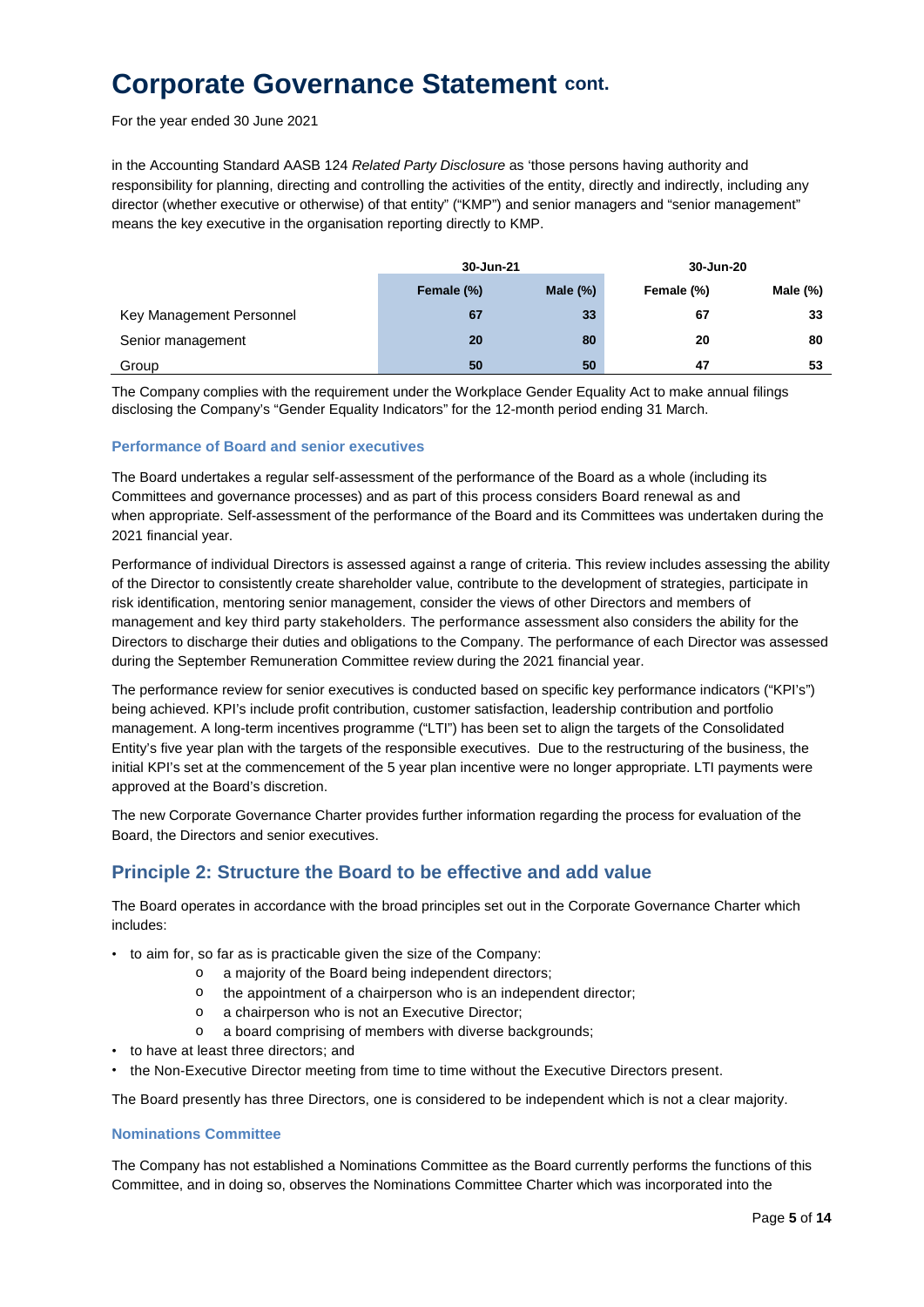# Corporate Governance Statement cont.

For the year ended 30 June 2021

in the Accounting Standard AASB 124 *Related Party Disclosure* as 'those persons having authority and responsibility for planning, directing and controlling the activities of the entity, directly and indirectly, including any director (whether executive or otherwise) of that entity" ("KMP") and senior managers and "senior management" means the key executive in the organisation reporting directly to KMP.

| | 30-Jun-21 | | 30-Jun-20 | |
|---|---|---|---|---|
| | **Female (%)** | **Male (%)** | **Female (%)** | **Male (%)** |
| Key Management Personnel | **67** | **33** | **67** | **33** |
| Senior management | **20** | **80** | **20** | **80** |
| Group | **50** | **50** | **47** | **53** |

The Company complies with the requirement under the Workplace Gender Equality Act to make annual filings disclosing the Company's "Gender Equality Indicators" for the 12-month period ending 31 March.

### Performance of Board and senior executives

The Board undertakes a regular self-assessment of the performance of the Board as a whole (including its Committees and governance processes) and as part of this process considers Board renewal as and when appropriate. Self-assessment of the performance of the Board and its Committees was undertaken during the 2021 financial year.

Performance of individual Directors is assessed against a range of criteria. This review includes assessing the ability of the Director to consistently create shareholder value, contribute to the development of strategies, participate in risk identification, mentoring senior management, consider the views of other Directors and members of management and key third party stakeholders. The performance assessment also considers the ability for the Directors to discharge their duties and obligations to the Company. The performance of each Director was assessed during the September Remuneration Committee review during the 2021 financial year.

The performance review for senior executives is conducted based on specific key performance indicators ("KPI's") being achieved. KPI's include profit contribution, customer satisfaction, leadership contribution and portfolio management. A long-term incentives programme ("LTI") has been set to align the targets of the Consolidated Entity's five year plan with the targets of the responsible executives. Due to the restructuring of the business, the initial KPI's set at the commencement of the 5 year plan incentive were no longer appropriate. LTI payments were approved at the Board's discretion.

The new Corporate Governance Charter provides further information regarding the process for evaluation of the Board, the Directors and senior executives.

## Principle 2: Structure the Board to be effective and add value

The Board operates in accordance with the broad principles set out in the Corporate Governance Charter which includes:

- to aim for, so far as is practicable given the size of the Company:
  - a majority of the Board being independent directors;
  - the appointment of a chairperson who is an independent director;
  - a chairperson who is not an Executive Director;
  - a board comprising of members with diverse backgrounds;
- to have at least three directors; and
- the Non-Executive Director meeting from time to time without the Executive Directors present.

The Board presently has three Directors, one is considered to be independent which is not a clear majority.

### Nominations Committee

The Company has not established a Nominations Committee as the Board currently performs the functions of this Committee, and in doing so, observes the Nominations Committee Charter which was incorporated into the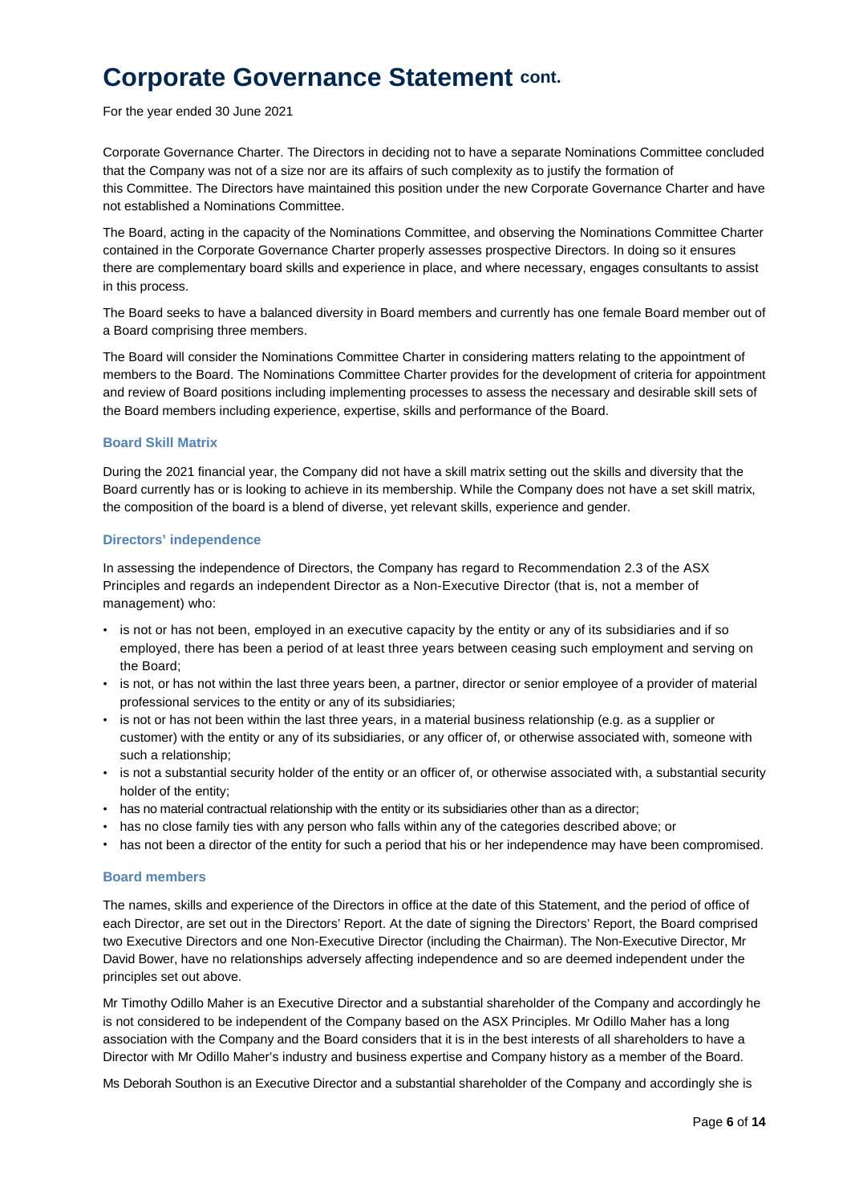# Corporate Governance Statement cont.

For the year ended 30 June 2021

Corporate Governance Charter. The Directors in deciding not to have a separate Nominations Committee concluded that the Company was not of a size nor are its affairs of such complexity as to justify the formation of this Committee. The Directors have maintained this position under the new Corporate Governance Charter and have not established a Nominations Committee.

The Board, acting in the capacity of the Nominations Committee, and observing the Nominations Committee Charter contained in the Corporate Governance Charter properly assesses prospective Directors. In doing so it ensures there are complementary board skills and experience in place, and where necessary, engages consultants to assist in this process.

The Board seeks to have a balanced diversity in Board members and currently has one female Board member out of a Board comprising three members.

The Board will consider the Nominations Committee Charter in considering matters relating to the appointment of members to the Board. The Nominations Committee Charter provides for the development of criteria for appointment and review of Board positions including implementing processes to assess the necessary and desirable skill sets of the Board members including experience, expertise, skills and performance of the Board.

### Board Skill Matrix

During the 2021 financial year, the Company did not have a skill matrix setting out the skills and diversity that the Board currently has or is looking to achieve in its membership. While the Company does not have a set skill matrix, the composition of the board is a blend of diverse, yet relevant skills, experience and gender.

### Directors' independence

In assessing the independence of Directors, the Company has regard to Recommendation 2.3 of the ASX Principles and regards an independent Director as a Non-Executive Director (that is, not a member of management) who:

- is not or has not been, employed in an executive capacity by the entity or any of its subsidiaries and if so employed, there has been a period of at least three years between ceasing such employment and serving on the Board;
- is not, or has not within the last three years been, a partner, director or senior employee of a provider of material professional services to the entity or any of its subsidiaries;
- is not or has not been within the last three years, in a material business relationship (e.g. as a supplier or customer) with the entity or any of its subsidiaries, or any officer of, or otherwise associated with, someone with such a relationship;
- is not a substantial security holder of the entity or an officer of, or otherwise associated with, a substantial security holder of the entity;
- has no material contractual relationship with the entity or its subsidiaries other than as a director;
- has no close family ties with any person who falls within any of the categories described above; or
- has not been a director of the entity for such a period that his or her independence may have been compromised.

### Board members

The names, skills and experience of the Directors in office at the date of this Statement, and the period of office of each Director, are set out in the Directors' Report. At the date of signing the Directors' Report, the Board comprised two Executive Directors and one Non-Executive Director (including the Chairman). The Non-Executive Director, Mr David Bower, have no relationships adversely affecting independence and so are deemed independent under the principles set out above.

Mr Timothy Odillo Maher is an Executive Director and a substantial shareholder of the Company and accordingly he is not considered to be independent of the Company based on the ASX Principles. Mr Odillo Maher has a long association with the Company and the Board considers that it is in the best interests of all shareholders to have a Director with Mr Odillo Maher's industry and business expertise and Company history as a member of the Board.

Ms Deborah Southon is an Executive Director and a substantial shareholder of the Company and accordingly she is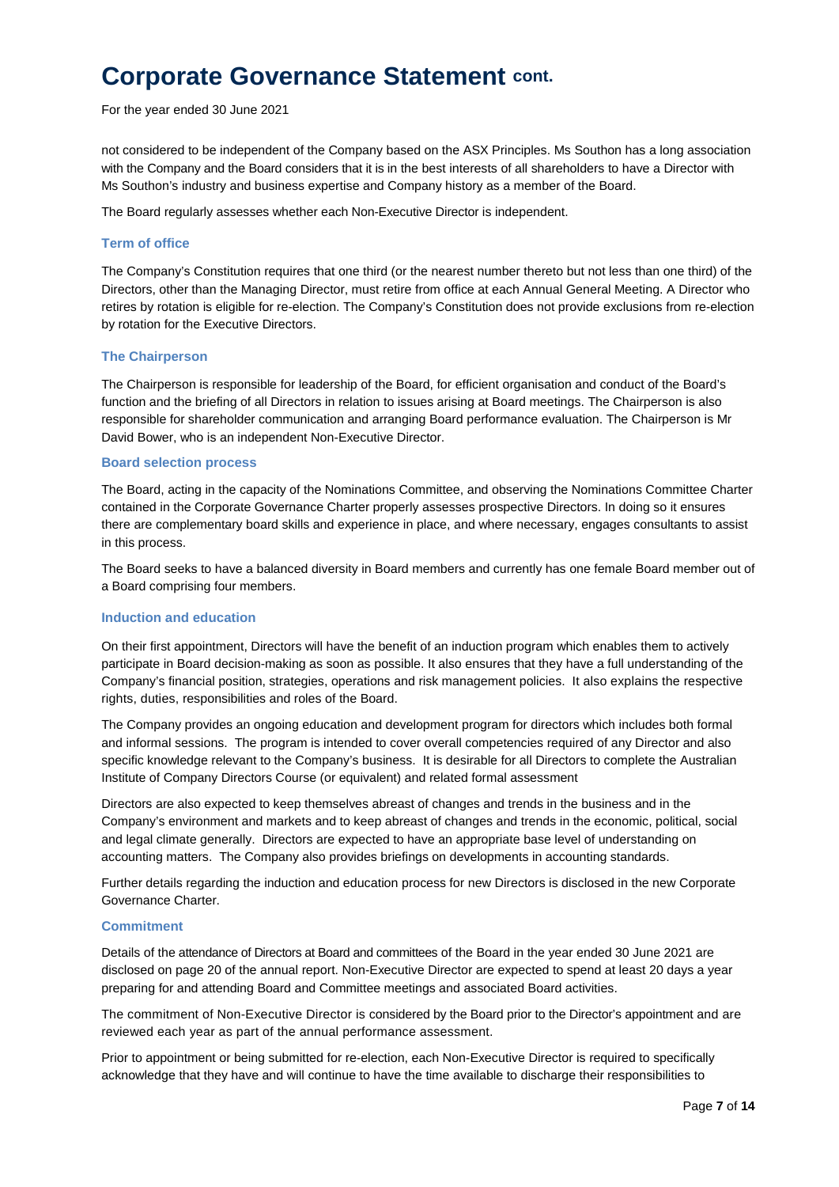not considered to be independent of the Company based on the ASX Principles. Ms Southon has a long association with the Company and the Board considers that it is in the best interests of all shareholders to have a Director with Ms Southon's industry and business expertise and Company history as a member of the Board.

The Board regularly assesses whether each Non-Executive Director is independent.

### Term of office

The Company's Constitution requires that one third (or the nearest number thereto but not less than one third) of the Directors, other than the Managing Director, must retire from office at each Annual General Meeting. A Director who retires by rotation is eligible for re-election. The Company's Constitution does not provide exclusions from re-election by rotation for the Executive Directors.

### The Chairperson

The Chairperson is responsible for leadership of the Board, for efficient organisation and conduct of the Board's function and the briefing of all Directors in relation to issues arising at Board meetings. The Chairperson is also responsible for shareholder communication and arranging Board performance evaluation. The Chairperson is Mr David Bower, who is an independent Non-Executive Director.

### Board selection process

The Board, acting in the capacity of the Nominations Committee, and observing the Nominations Committee Charter contained in the Corporate Governance Charter properly assesses prospective Directors. In doing so it ensures there are complementary board skills and experience in place, and where necessary, engages consultants to assist in this process.

The Board seeks to have a balanced diversity in Board members and currently has one female Board member out of a Board comprising four members.

### Induction and education

On their first appointment, Directors will have the benefit of an induction program which enables them to actively participate in Board decision-making as soon as possible. It also ensures that they have a full understanding of the Company's financial position, strategies, operations and risk management policies. It also explains the respective rights, duties, responsibilities and roles of the Board.

The Company provides an ongoing education and development program for directors which includes both formal and informal sessions. The program is intended to cover overall competencies required of any Director and also specific knowledge relevant to the Company's business. It is desirable for all Directors to complete the Australian Institute of Company Directors Course (or equivalent) and related formal assessment

Directors are also expected to keep themselves abreast of changes and trends in the business and in the Company's environment and markets and to keep abreast of changes and trends in the economic, political, social and legal climate generally. Directors are expected to have an appropriate base level of understanding on accounting matters. The Company also provides briefings on developments in accounting standards.

Further details regarding the induction and education process for new Directors is disclosed in the new Corporate Governance Charter.

### Commitment

Details of the attendance of Directors at Board and committees of the Board in the year ended 30 June 2021 are disclosed on page 20 of the annual report. Non-Executive Director are expected to spend at least 20 days a year preparing for and attending Board and Committee meetings and associated Board activities.

The commitment of Non-Executive Director is considered by the Board prior to the Director's appointment and are reviewed each year as part of the annual performance assessment.

Prior to appointment or being submitted for re-election, each Non-Executive Director is required to specifically acknowledge that they have and will continue to have the time available to discharge their responsibilities to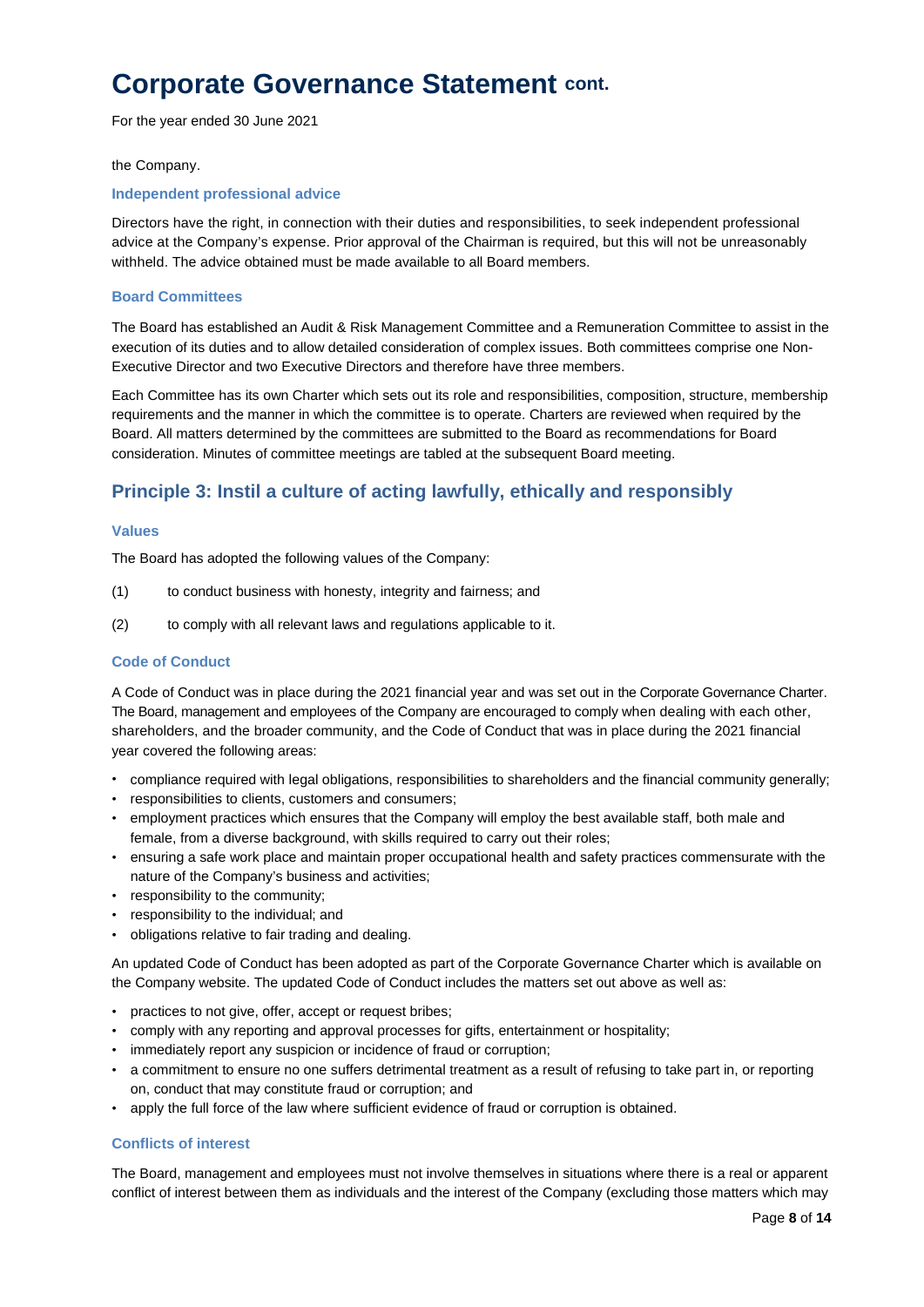the Company.

### Independent professional advice

Directors have the right, in connection with their duties and responsibilities, to seek independent professional advice at the Company's expense. Prior approval of the Chairman is required, but this will not be unreasonably withheld. The advice obtained must be made available to all Board members.

### Board Committees

The Board has established an Audit & Risk Management Committee and a Remuneration Committee to assist in the execution of its duties and to allow detailed consideration of complex issues. Both committees comprise one Non-Executive Director and two Executive Directors and therefore have three members.

Each Committee has its own Charter which sets out its role and responsibilities, composition, structure, membership requirements and the manner in which the committee is to operate. Charters are reviewed when required by the Board. All matters determined by the committees are submitted to the Board as recommendations for Board consideration. Minutes of committee meetings are tabled at the subsequent Board meeting.

## Principle 3: Instil a culture of acting lawfully, ethically and responsibly

### Values

The Board has adopted the following values of the Company:

(1) to conduct business with honesty, integrity and fairness; and

(2) to comply with all relevant laws and regulations applicable to it.

### Code of Conduct

A Code of Conduct was in place during the 2021 financial year and was set out in the Corporate Governance Charter. The Board, management and employees of the Company are encouraged to comply when dealing with each other, shareholders, and the broader community, and the Code of Conduct that was in place during the 2021 financial year covered the following areas:

- compliance required with legal obligations, responsibilities to shareholders and the financial community generally;
- responsibilities to clients, customers and consumers;
- employment practices which ensures that the Company will employ the best available staff, both male and female, from a diverse background, with skills required to carry out their roles;
- ensuring a safe work place and maintain proper occupational health and safety practices commensurate with the nature of the Company's business and activities;
- responsibility to the community;
- responsibility to the individual; and
- obligations relative to fair trading and dealing.

An updated Code of Conduct has been adopted as part of the Corporate Governance Charter which is available on the Company website. The updated Code of Conduct includes the matters set out above as well as:

- practices to not give, offer, accept or request bribes;
- comply with any reporting and approval processes for gifts, entertainment or hospitality;
- immediately report any suspicion or incidence of fraud or corruption;
- a commitment to ensure no one suffers detrimental treatment as a result of refusing to take part in, or reporting on, conduct that may constitute fraud or corruption; and
- apply the full force of the law where sufficient evidence of fraud or corruption is obtained.

### Conflicts of interest

The Board, management and employees must not involve themselves in situations where there is a real or apparent conflict of interest between them as individuals and the interest of the Company (excluding those matters which may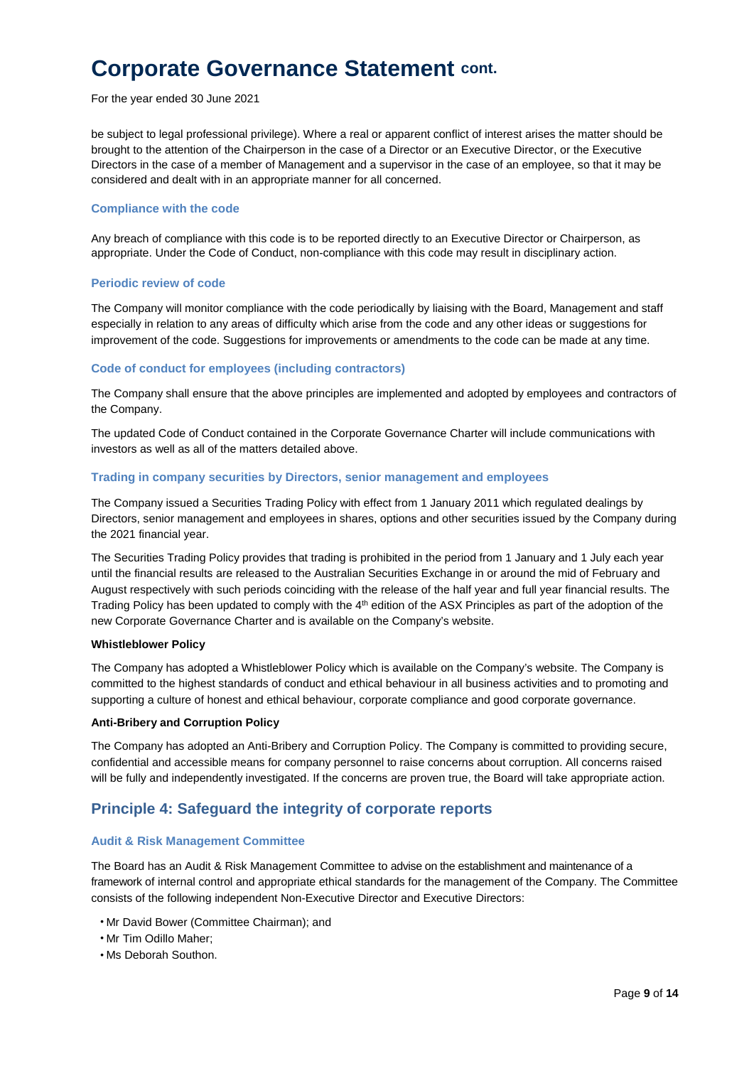be subject to legal professional privilege). Where a real or apparent conflict of interest arises the matter should be brought to the attention of the Chairperson in the case of a Director or an Executive Director, or the Executive Directors in the case of a member of Management and a supervisor in the case of an employee, so that it may be considered and dealt with in an appropriate manner for all concerned.

### Compliance with the code

Any breach of compliance with this code is to be reported directly to an Executive Director or Chairperson, as appropriate. Under the Code of Conduct, non-compliance with this code may result in disciplinary action.

### Periodic review of code

The Company will monitor compliance with the code periodically by liaising with the Board, Management and staff especially in relation to any areas of difficulty which arise from the code and any other ideas or suggestions for improvement of the code. Suggestions for improvements or amendments to the code can be made at any time.

### Code of conduct for employees (including contractors)

The Company shall ensure that the above principles are implemented and adopted by employees and contractors of the Company.

The updated Code of Conduct contained in the Corporate Governance Charter will include communications with investors as well as all of the matters detailed above.

### Trading in company securities by Directors, senior management and employees

The Company issued a Securities Trading Policy with effect from 1 January 2011 which regulated dealings by Directors, senior management and employees in shares, options and other securities issued by the Company during the 2021 financial year.

The Securities Trading Policy provides that trading is prohibited in the period from 1 January and 1 July each year until the financial results are released to the Australian Securities Exchange in or around the mid of February and August respectively with such periods coinciding with the release of the half year and full year financial results. The Trading Policy has been updated to comply with the 4th edition of the ASX Principles as part of the adoption of the new Corporate Governance Charter and is available on the Company's website.

**Whistleblower Policy**

The Company has adopted a Whistleblower Policy which is available on the Company's website. The Company is committed to the highest standards of conduct and ethical behaviour in all business activities and to promoting and supporting a culture of honest and ethical behaviour, corporate compliance and good corporate governance.

**Anti-Bribery and Corruption Policy**

The Company has adopted an Anti-Bribery and Corruption Policy. The Company is committed to providing secure, confidential and accessible means for company personnel to raise concerns about corruption. All concerns raised will be fully and independently investigated. If the concerns are proven true, the Board will take appropriate action.

## Principle 4: Safeguard the integrity of corporate reports

### Audit & Risk Management Committee

The Board has an Audit & Risk Management Committee to advise on the establishment and maintenance of a framework of internal control and appropriate ethical standards for the management of the Company. The Committee consists of the following independent Non-Executive Director and Executive Directors:

- Mr David Bower (Committee Chairman); and
- Mr Tim Odillo Maher;
- Ms Deborah Southon.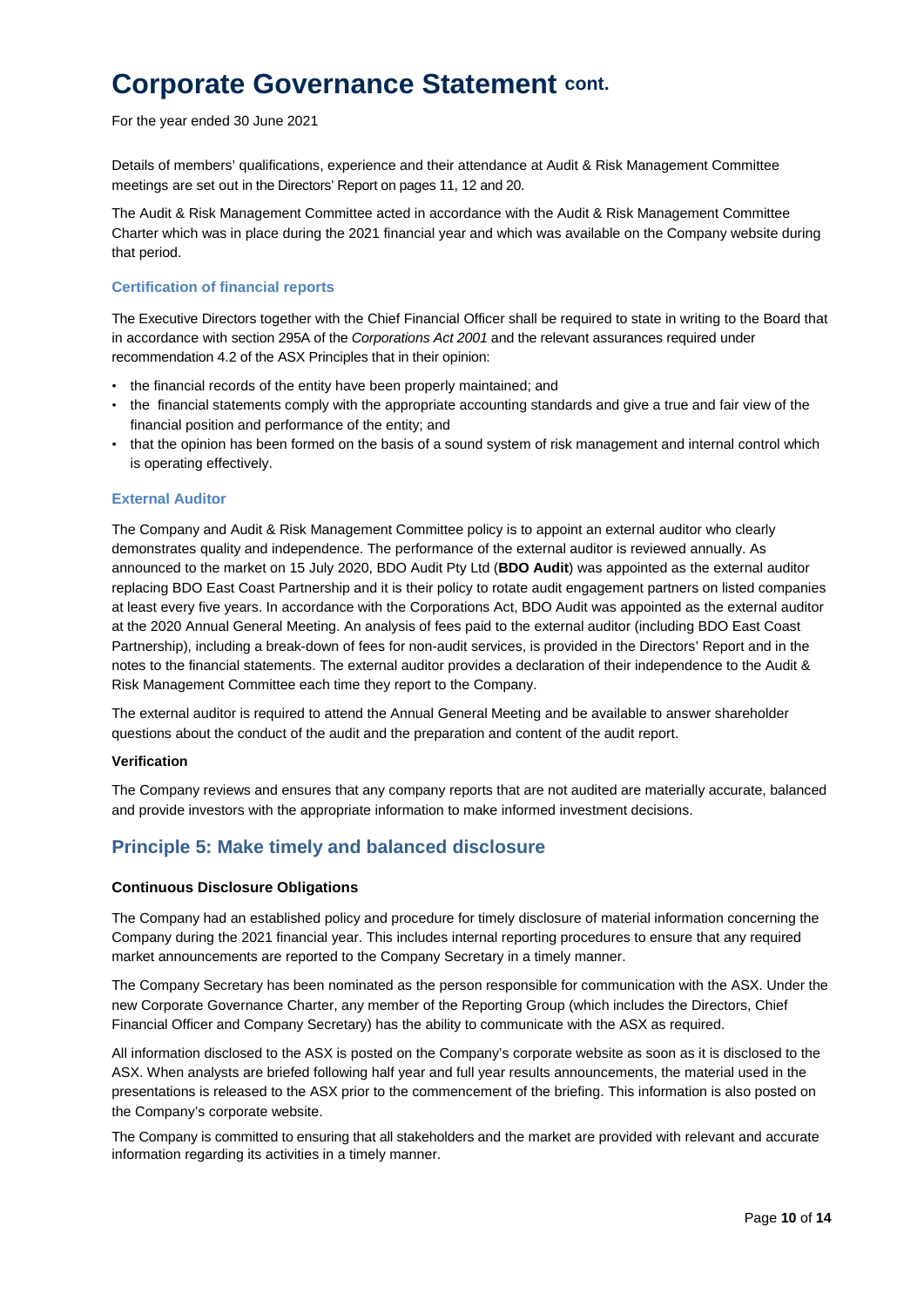# Corporate Governance Statement cont.

For the year ended 30 June 2021

Details of members' qualifications, experience and their attendance at Audit & Risk Management Committee meetings are set out in the Directors' Report on pages 11, 12 and 20.

The Audit & Risk Management Committee acted in accordance with the Audit & Risk Management Committee Charter which was in place during the 2021 financial year and which was available on the Company website during that period.

### Certification of financial reports

The Executive Directors together with the Chief Financial Officer shall be required to state in writing to the Board that in accordance with section 295A of the *Corporations Act 2001* and the relevant assurances required under recommendation 4.2 of the ASX Principles that in their opinion:

- the financial records of the entity have been properly maintained; and
- the financial statements comply with the appropriate accounting standards and give a true and fair view of the financial position and performance of the entity; and
- that the opinion has been formed on the basis of a sound system of risk management and internal control which is operating effectively.

### External Auditor

The Company and Audit & Risk Management Committee policy is to appoint an external auditor who clearly demonstrates quality and independence. The performance of the external auditor is reviewed annually. As announced to the market on 15 July 2020, BDO Audit Pty Ltd (**BDO Audit**) was appointed as the external auditor replacing BDO East Coast Partnership and it is their policy to rotate audit engagement partners on listed companies at least every five years. In accordance with the Corporations Act, BDO Audit was appointed as the external auditor at the 2020 Annual General Meeting. An analysis of fees paid to the external auditor (including BDO East Coast Partnership), including a break-down of fees for non-audit services, is provided in the Directors' Report and in the notes to the financial statements. The external auditor provides a declaration of their independence to the Audit & Risk Management Committee each time they report to the Company.

The external auditor is required to attend the Annual General Meeting and be available to answer shareholder questions about the conduct of the audit and the preparation and content of the audit report.

**Verification**

The Company reviews and ensures that any company reports that are not audited are materially accurate, balanced and provide investors with the appropriate information to make informed investment decisions.

## Principle 5: Make timely and balanced disclosure

**Continuous Disclosure Obligations**

The Company had an established policy and procedure for timely disclosure of material information concerning the Company during the 2021 financial year. This includes internal reporting procedures to ensure that any required market announcements are reported to the Company Secretary in a timely manner.

The Company Secretary has been nominated as the person responsible for communication with the ASX. Under the new Corporate Governance Charter, any member of the Reporting Group (which includes the Directors, Chief Financial Officer and Company Secretary) has the ability to communicate with the ASX as required.

All information disclosed to the ASX is posted on the Company's corporate website as soon as it is disclosed to the ASX. When analysts are briefed following half year and full year results announcements, the material used in the presentations is released to the ASX prior to the commencement of the briefing. This information is also posted on the Company's corporate website.

The Company is committed to ensuring that all stakeholders and the market are provided with relevant and accurate information regarding its activities in a timely manner.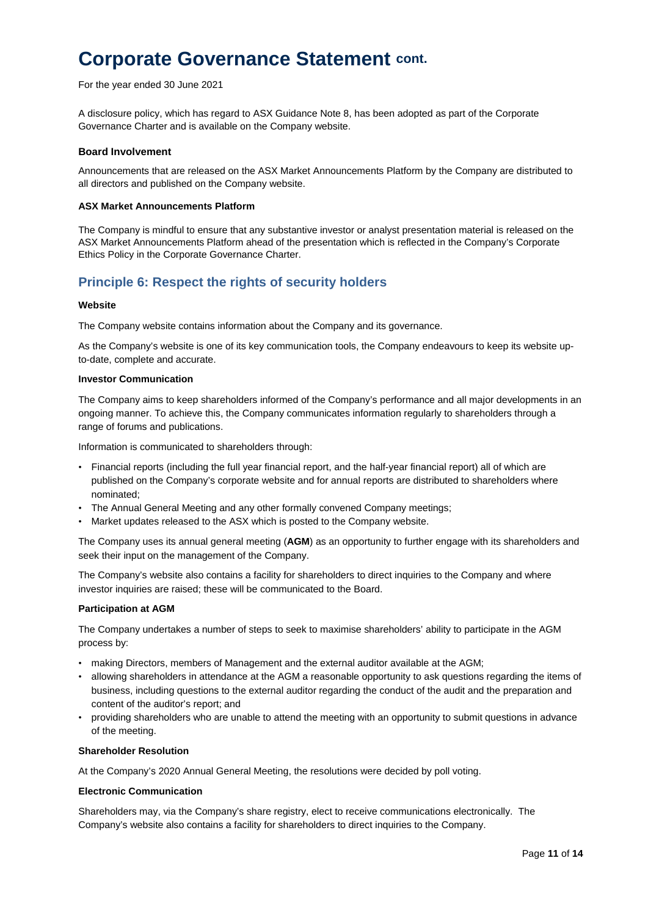# Corporate Governance Statement cont.

For the year ended 30 June 2021

A disclosure policy, which has regard to ASX Guidance Note 8, has been adopted as part of the Corporate Governance Charter and is available on the Company website.

**Board Involvement**

Announcements that are released on the ASX Market Announcements Platform by the Company are distributed to all directors and published on the Company website.

**ASX Market Announcements Platform**

The Company is mindful to ensure that any substantive investor or analyst presentation material is released on the ASX Market Announcements Platform ahead of the presentation which is reflected in the Company's Corporate Ethics Policy in the Corporate Governance Charter.

## Principle 6: Respect the rights of security holders

**Website**

The Company website contains information about the Company and its governance.

As the Company's website is one of its key communication tools, the Company endeavours to keep its website up-to-date, complete and accurate.

**Investor Communication**

The Company aims to keep shareholders informed of the Company's performance and all major developments in an ongoing manner. To achieve this, the Company communicates information regularly to shareholders through a range of forums and publications.

Information is communicated to shareholders through:

- Financial reports (including the full year financial report, and the half-year financial report) all of which are published on the Company's corporate website and for annual reports are distributed to shareholders where nominated;
- The Annual General Meeting and any other formally convened Company meetings;
- Market updates released to the ASX which is posted to the Company website.

The Company uses its annual general meeting (**AGM**) as an opportunity to further engage with its shareholders and seek their input on the management of the Company.

The Company's website also contains a facility for shareholders to direct inquiries to the Company and where investor inquiries are raised; these will be communicated to the Board.

**Participation at AGM**

The Company undertakes a number of steps to seek to maximise shareholders' ability to participate in the AGM process by:

- making Directors, members of Management and the external auditor available at the AGM;
- allowing shareholders in attendance at the AGM a reasonable opportunity to ask questions regarding the items of business, including questions to the external auditor regarding the conduct of the audit and the preparation and content of the auditor's report; and
- providing shareholders who are unable to attend the meeting with an opportunity to submit questions in advance of the meeting.

**Shareholder Resolution**

At the Company's 2020 Annual General Meeting, the resolutions were decided by poll voting.

**Electronic Communication**

Shareholders may, via the Company's share registry, elect to receive communications electronically. The Company's website also contains a facility for shareholders to direct inquiries to the Company.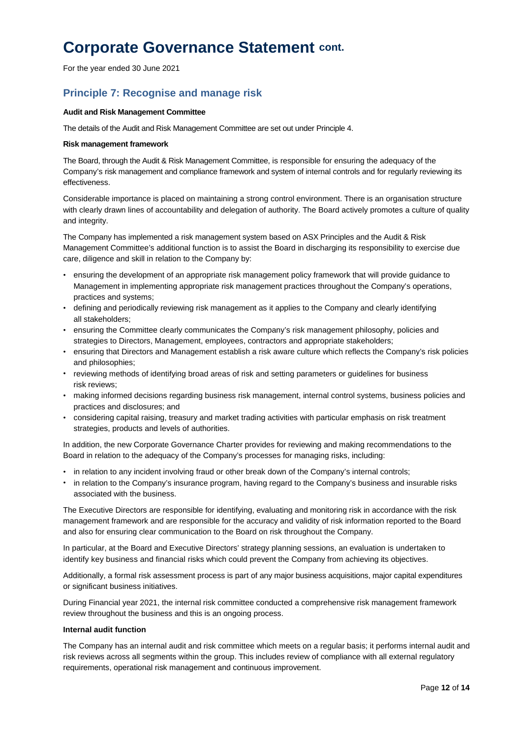# Corporate Governance Statement cont.

For the year ended 30 June 2021

## Principle 7: Recognise and manage risk

**Audit and Risk Management Committee**

The details of the Audit and Risk Management Committee are set out under Principle 4.

**Risk management framework**

The Board, through the Audit & Risk Management Committee, is responsible for ensuring the adequacy of the Company's risk management and compliance framework and system of internal controls and for regularly reviewing its effectiveness.

Considerable importance is placed on maintaining a strong control environment. There is an organisation structure with clearly drawn lines of accountability and delegation of authority. The Board actively promotes a culture of quality and integrity.

The Company has implemented a risk management system based on ASX Principles and the Audit & Risk Management Committee's additional function is to assist the Board in discharging its responsibility to exercise due care, diligence and skill in relation to the Company by:

- ensuring the development of an appropriate risk management policy framework that will provide guidance to Management in implementing appropriate risk management practices throughout the Company's operations, practices and systems;
- defining and periodically reviewing risk management as it applies to the Company and clearly identifying all stakeholders;
- ensuring the Committee clearly communicates the Company's risk management philosophy, policies and strategies to Directors, Management, employees, contractors and appropriate stakeholders;
- ensuring that Directors and Management establish a risk aware culture which reflects the Company's risk policies and philosophies;
- reviewing methods of identifying broad areas of risk and setting parameters or guidelines for business risk reviews;
- making informed decisions regarding business risk management, internal control systems, business policies and practices and disclosures; and
- considering capital raising, treasury and market trading activities with particular emphasis on risk treatment strategies, products and levels of authorities.

In addition, the new Corporate Governance Charter provides for reviewing and making recommendations to the Board in relation to the adequacy of the Company's processes for managing risks, including:

- in relation to any incident involving fraud or other break down of the Company's internal controls;
- in relation to the Company's insurance program, having regard to the Company's business and insurable risks associated with the business.

The Executive Directors are responsible for identifying, evaluating and monitoring risk in accordance with the risk management framework and are responsible for the accuracy and validity of risk information reported to the Board and also for ensuring clear communication to the Board on risk throughout the Company.

In particular, at the Board and Executive Directors' strategy planning sessions, an evaluation is undertaken to identify key business and financial risks which could prevent the Company from achieving its objectives.

Additionally, a formal risk assessment process is part of any major business acquisitions, major capital expenditures or significant business initiatives.

During Financial year 2021, the internal risk committee conducted a comprehensive risk management framework review throughout the business and this is an ongoing process.

**Internal audit function**

The Company has an internal audit and risk committee which meets on a regular basis; it performs internal audit and risk reviews across all segments within the group. This includes review of compliance with all external regulatory requirements, operational risk management and continuous improvement.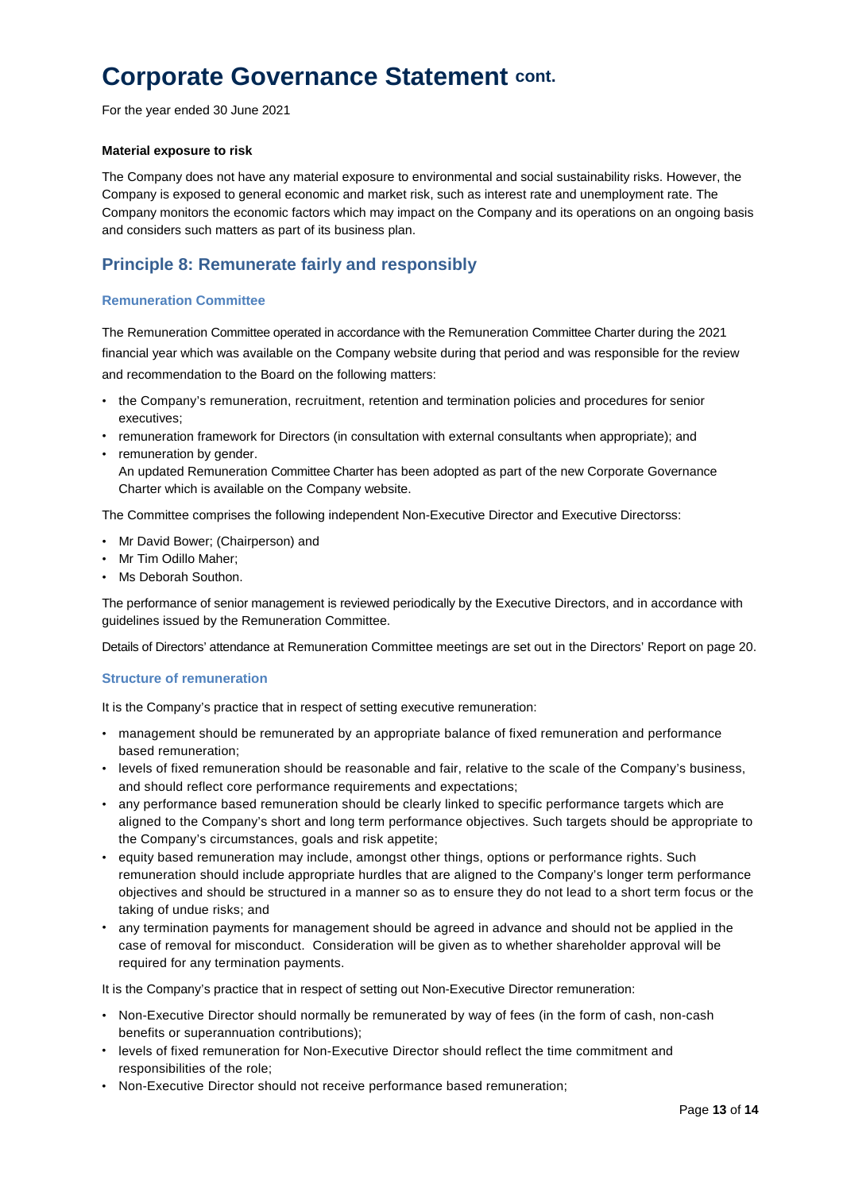# Corporate Governance Statement cont.

For the year ended 30 June 2021

**Material exposure to risk**

The Company does not have any material exposure to environmental and social sustainability risks. However, the Company is exposed to general economic and market risk, such as interest rate and unemployment rate. The Company monitors the economic factors which may impact on the Company and its operations on an ongoing basis and considers such matters as part of its business plan.

## Principle 8: Remunerate fairly and responsibly

### Remuneration Committee

The Remuneration Committee operated in accordance with the Remuneration Committee Charter during the 2021 financial year which was available on the Company website during that period and was responsible for the review and recommendation to the Board on the following matters:

- the Company's remuneration, recruitment, retention and termination policies and procedures for senior executives;
- remuneration framework for Directors (in consultation with external consultants when appropriate); and
- remuneration by gender.
  An updated Remuneration Committee Charter has been adopted as part of the new Corporate Governance Charter which is available on the Company website.

The Committee comprises the following independent Non-Executive Director and Executive Directorss:

- Mr David Bower; (Chairperson) and
- Mr Tim Odillo Maher;
- Ms Deborah Southon.

The performance of senior management is reviewed periodically by the Executive Directors, and in accordance with guidelines issued by the Remuneration Committee.

Details of Directors' attendance at Remuneration Committee meetings are set out in the Directors' Report on page 20.

### Structure of remuneration

It is the Company's practice that in respect of setting executive remuneration:

- management should be remunerated by an appropriate balance of fixed remuneration and performance based remuneration;
- levels of fixed remuneration should be reasonable and fair, relative to the scale of the Company's business, and should reflect core performance requirements and expectations;
- any performance based remuneration should be clearly linked to specific performance targets which are aligned to the Company's short and long term performance objectives. Such targets should be appropriate to the Company's circumstances, goals and risk appetite;
- equity based remuneration may include, amongst other things, options or performance rights. Such remuneration should include appropriate hurdles that are aligned to the Company's longer term performance objectives and should be structured in a manner so as to ensure they do not lead to a short term focus or the taking of undue risks; and
- any termination payments for management should be agreed in advance and should not be applied in the case of removal for misconduct. Consideration will be given as to whether shareholder approval will be required for any termination payments.

It is the Company's practice that in respect of setting out Non-Executive Director remuneration:

- Non-Executive Director should normally be remunerated by way of fees (in the form of cash, non-cash benefits or superannuation contributions);
- levels of fixed remuneration for Non-Executive Director should reflect the time commitment and responsibilities of the role;
- Non-Executive Director should not receive performance based remuneration;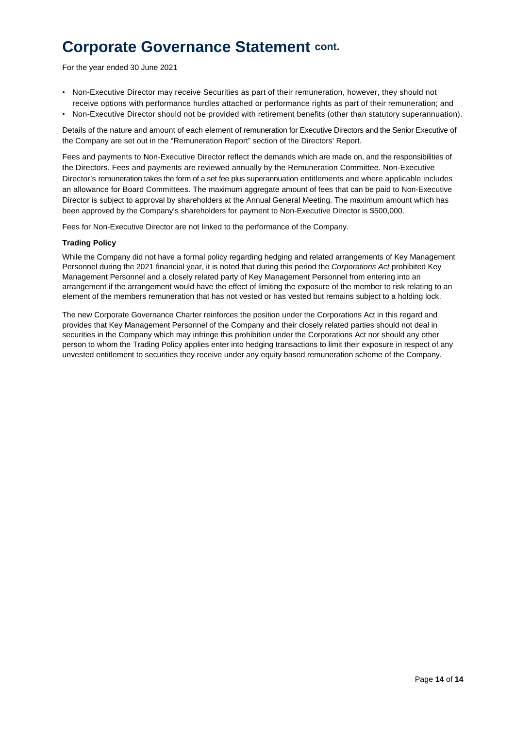# Corporate Governance Statement cont.

For the year ended 30 June 2021

- Non-Executive Director may receive Securities as part of their remuneration, however, they should not receive options with performance hurdles attached or performance rights as part of their remuneration; and
- Non-Executive Director should not be provided with retirement benefits (other than statutory superannuation).

Details of the nature and amount of each element of remuneration for Executive Directors and the Senior Executive of the Company are set out in the "Remuneration Report" section of the Directors' Report.

Fees and payments to Non-Executive Director reflect the demands which are made on, and the responsibilities of the Directors. Fees and payments are reviewed annually by the Remuneration Committee. Non-Executive Director's remuneration takes the form of a set fee plus superannuation entitlements and where applicable includes an allowance for Board Committees. The maximum aggregate amount of fees that can be paid to Non-Executive Director is subject to approval by shareholders at the Annual General Meeting. The maximum amount which has been approved by the Company's shareholders for payment to Non-Executive Director is $500,000.

Fees for Non-Executive Director are not linked to the performance of the Company.

**Trading Policy**

While the Company did not have a formal policy regarding hedging and related arrangements of Key Management Personnel during the 2021 financial year, it is noted that during this period the *Corporations Act* prohibited Key Management Personnel and a closely related party of Key Management Personnel from entering into an arrangement if the arrangement would have the effect of limiting the exposure of the member to risk relating to an element of the members remuneration that has not vested or has vested but remains subject to a holding lock.

The new Corporate Governance Charter reinforces the position under the Corporations Act in this regard and provides that Key Management Personnel of the Company and their closely related parties should not deal in securities in the Company which may infringe this prohibition under the Corporations Act nor should any other person to whom the Trading Policy applies enter into hedging transactions to limit their exposure in respect of any unvested entitlement to securities they receive under any equity based remuneration scheme of the Company.